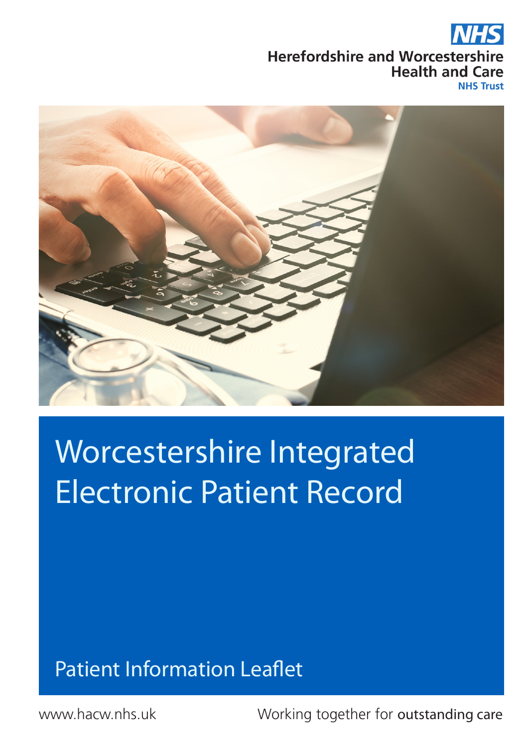NHS

**Herefordshire and Worcestershire Health and Care**
NHS Trust

# Worcestershire Integrated Electronic Patient Record

Patient Information Leaflet

www.hacw.nhs.uk

Working together for outstanding care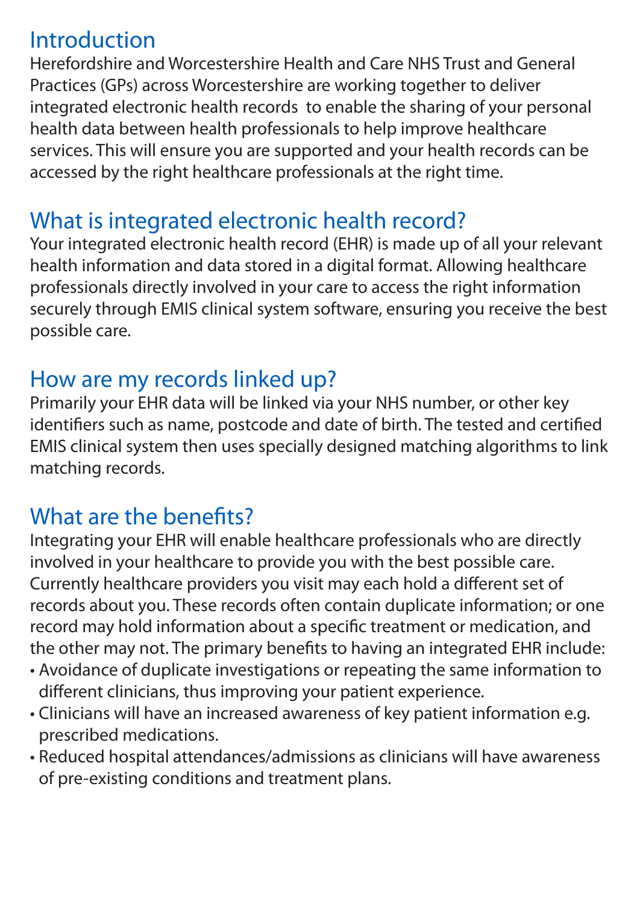## Introduction

Herefordshire and Worcestershire Health and Care NHS Trust and General Practices (GPs) across Worcestershire are working together to deliver integrated electronic health records to enable the sharing of your personal health data between health professionals to help improve healthcare services. This will ensure you are supported and your health records can be accessed by the right healthcare professionals at the right time.

## What is integrated electronic health record?

Your integrated electronic health record (EHR) is made up of all your relevant health information and data stored in a digital format. Allowing healthcare professionals directly involved in your care to access the right information securely through EMIS clinical system software, ensuring you receive the best possible care.

## How are my records linked up?

Primarily your EHR data will be linked via your NHS number, or other key identifiers such as name, postcode and date of birth. The tested and certified EMIS clinical system then uses specially designed matching algorithms to link matching records.

## What are the benefits?

Integrating your EHR will enable healthcare professionals who are directly involved in your healthcare to provide you with the best possible care. Currently healthcare providers you visit may each hold a different set of records about you. These records often contain duplicate information; or one record may hold information about a specific treatment or medication, and the other may not. The primary benefits to having an integrated EHR include:

- Avoidance of duplicate investigations or repeating the same information to different clinicians, thus improving your patient experience.
- Clinicians will have an increased awareness of key patient information e.g. prescribed medications.
- Reduced hospital attendances/admissions as clinicians will have awareness of pre-existing conditions and treatment plans.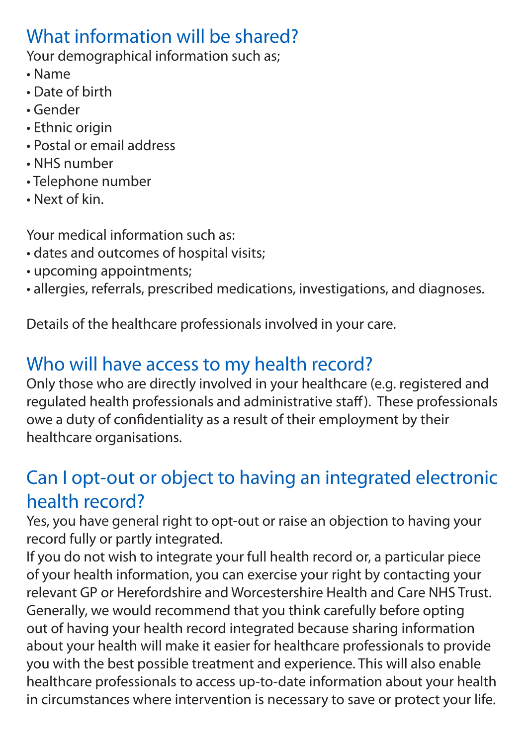## What information will be shared?

Your demographical information such as;

- Name
- Date of birth
- Gender
- Ethnic origin
- Postal or email address
- NHS number
- Telephone number
- Next of kin.

Your medical information such as:

- dates and outcomes of hospital visits;
- upcoming appointments;
- allergies, referrals, prescribed medications, investigations, and diagnoses.

Details of the healthcare professionals involved in your care.

## Who will have access to my health record?

Only those who are directly involved in your healthcare (e.g. registered and regulated health professionals and administrative staff). These professionals owe a duty of confidentiality as a result of their employment by their healthcare organisations.

## Can I opt-out or object to having an integrated electronic health record?

Yes, you have general right to opt-out or raise an objection to having your record fully or partly integrated.
If you do not wish to integrate your full health record or, a particular piece of your health information, you can exercise your right by contacting your relevant GP or Herefordshire and Worcestershire Health and Care NHS Trust. Generally, we would recommend that you think carefully before opting out of having your health record integrated because sharing information about your health will make it easier for healthcare professionals to provide you with the best possible treatment and experience. This will also enable healthcare professionals to access up-to-date information about your health in circumstances where intervention is necessary to save or protect your life.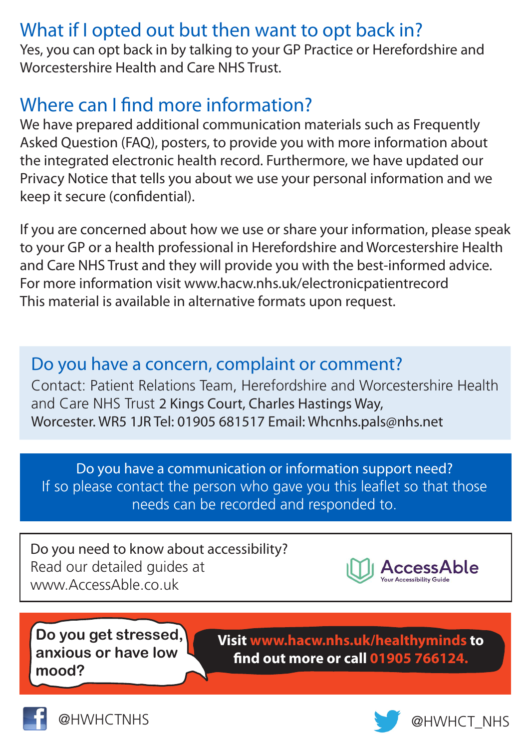## What if I opted out but then want to opt back in?

Yes, you can opt back in by talking to your GP Practice or Herefordshire and Worcestershire Health and Care NHS Trust.

## Where can I find more information?

We have prepared additional communication materials such as Frequently Asked Question (FAQ), posters, to provide you with more information about the integrated electronic health record. Furthermore, we have updated our Privacy Notice that tells you about we use your personal information and we keep it secure (confidential).

If you are concerned about how we use or share your information, please speak to your GP or a health professional in Herefordshire and Worcestershire Health and Care NHS Trust and they will provide you with the best-informed advice. For more information visit www.hacw.nhs.uk/electronicpatientrecord
This material is available in alternative formats upon request.

## Do you have a concern, complaint or comment?

Contact: Patient Relations Team, Herefordshire and Worcestershire Health and Care NHS Trust 2 Kings Court, Charles Hastings Way, Worcester. WR5 1JR Tel: 01905 681517 Email: Whcnhs.pals@nhs.net

Do you have a communication or information support need?
If so please contact the person who gave you this leaflet so that those needs can be recorded and responded to.

Do you need to know about accessibility?
Read our detailed guides at www.AccessAble.co.uk

AccessAble
Your Accessibility Guide

**Do you get stressed, anxious or have low mood?**

**Visit www.hacw.nhs.uk/healthyminds to find out more or call 01905 766124.**

@HWHCTNHS

@HWHCT_NHS